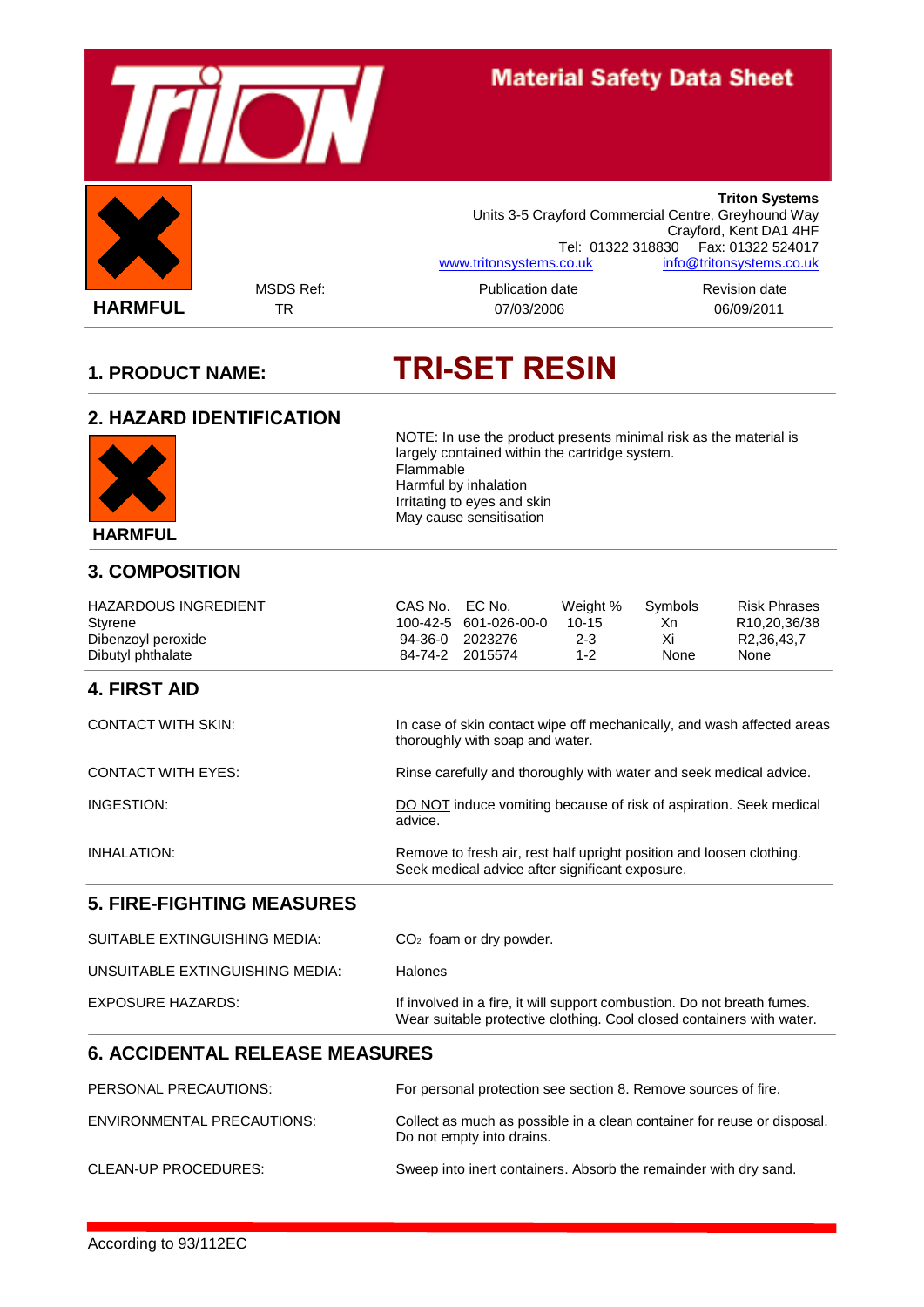# Material Safety Data Sheet

HARMFUL

**Triton Systems**
Units 3-5 Crayford Commercial Centre, Greyhound Way
Crayford, Kent DA1 4HF
Tel: 01322 318830 Fax: 01322 524017
www.tritonsystems.co.uk info@tritonsystems.co.uk

| MSDS Ref: | Publication date | Revision date |
|---|---|---|
| TR | 07/03/2006 | 06/09/2011 |

## 1. PRODUCT NAME: TRI-SET RESIN

## 2. HAZARD IDENTIFICATION

HARMFUL

NOTE: In use the product presents minimal risk as the material is largely contained within the cartridge system.
Flammable
Harmful by inhalation
Irritating to eyes and skin
May cause sensitisation

## 3. COMPOSITION

| HAZARDOUS INGREDIENT | CAS No. | EC No. | Weight % | Symbols | Risk Phrases |
|---|---|---|---|---|---|
| Styrene | 100-42-5 | 601-026-00-0 | 10-15 | Xn | R10,20,36/38 |
| Dibenzoyl peroxide | 94-36-0 | 2023276 | 2-3 | Xi | R2,36,43,7 |
| Dibutyl phthalate | 84-74-2 | 2015574 | 1-2 | None | None |

## 4. FIRST AID

CONTACT WITH SKIN: In case of skin contact wipe off mechanically, and wash affected areas thoroughly with soap and water.

CONTACT WITH EYES: Rinse carefully and thoroughly with water and seek medical advice.

INGESTION: DO NOT induce vomiting because of risk of aspiration. Seek medical advice.

INHALATION: Remove to fresh air, rest half upright position and loosen clothing. Seek medical advice after significant exposure.

## 5. FIRE-FIGHTING MEASURES

SUITABLE EXTINGUISHING MEDIA: $CO_2$, foam or dry powder.

UNSUITABLE EXTINGUISHING MEDIA: Halones

EXPOSURE HAZARDS: If involved in a fire, it will support combustion. Do not breath fumes. Wear suitable protective clothing. Cool closed containers with water.

## 6. ACCIDENTAL RELEASE MEASURES

PERSONAL PRECAUTIONS: For personal protection see section 8. Remove sources of fire.

ENVIRONMENTAL PRECAUTIONS: Collect as much as possible in a clean container for reuse or disposal. Do not empty into drains.

CLEAN-UP PROCEDURES: Sweep into inert containers. Absorb the remainder with dry sand.

According to 93/112EC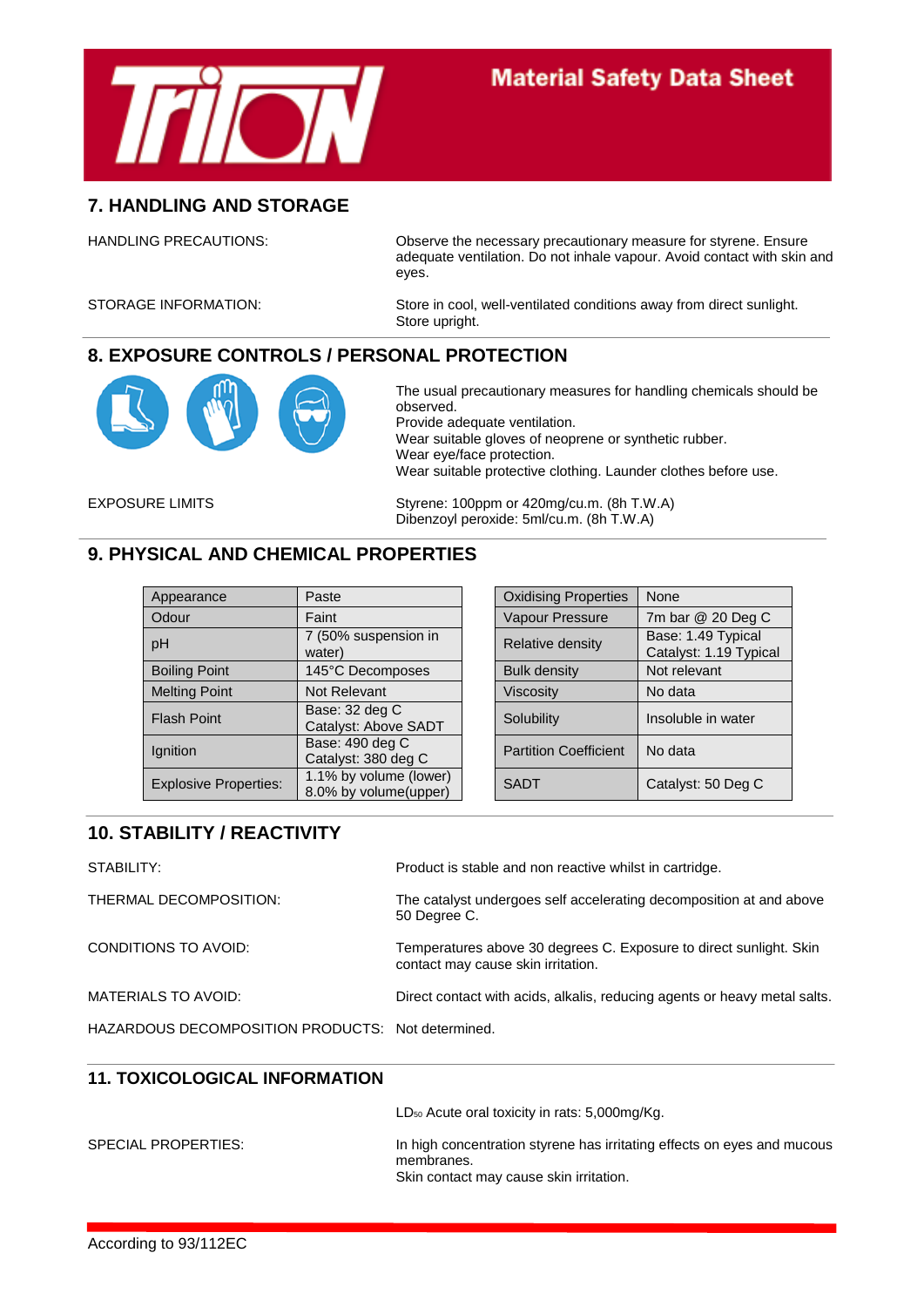# Material Safety Data Sheet

## 7. HANDLING AND STORAGE

HANDLING PRECAUTIONS: Observe the necessary precautionary measure for styrene. Ensure adequate ventilation. Do not inhale vapour. Avoid contact with skin and eyes.

STORAGE INFORMATION: Store in cool, well-ventilated conditions away from direct sunlight. Store upright.

## 8. EXPOSURE CONTROLS / PERSONAL PROTECTION

The usual precautionary measures for handling chemicals should be observed.
Provide adequate ventilation.
Wear suitable gloves of neoprene or synthetic rubber.
Wear eye/face protection.
Wear suitable protective clothing. Launder clothes before use.

EXPOSURE LIMITS: Styrene: 100ppm or 420mg/cu.m. (8h T.W.A)
Dibenzoyl peroxide: 5ml/cu.m. (8h T.W.A)

## 9. PHYSICAL AND CHEMICAL PROPERTIES

| Property | Value |
|---|---|
| Appearance | Paste |
| Odour | Faint |
| pH | 7 (50% suspension in water) |
| Boiling Point | 145°C Decomposes |
| Melting Point | Not Relevant |
| Flash Point | Base: 32 deg C<br>Catalyst: Above SADT |
| Ignition | Base: 490 deg C<br>Catalyst: 380 deg C |
| Explosive Properties: | 1.1% by volume (lower)<br>8.0% by volume(upper) |

| Property | Value |
|---|---|
| Oxidising Properties | None |
| Vapour Pressure | 7m bar @ 20 Deg C |
| Relative density | Base: 1.49 Typical<br>Catalyst: 1.19 Typical |
| Bulk density | Not relevant |
| Viscosity | No data |
| Solubility | Insoluble in water |
| Partition Coefficient | No data |
| SADT | Catalyst: 50 Deg C |

## 10. STABILITY / REACTIVITY

STABILITY: Product is stable and non reactive whilst in cartridge.

THERMAL DECOMPOSITION: The catalyst undergoes self accelerating decomposition at and above 50 Degree C.

CONDITIONS TO AVOID: Temperatures above 30 degrees C. Exposure to direct sunlight. Skin contact may cause skin irritation.

MATERIALS TO AVOID: Direct contact with acids, alkalis, reducing agents or heavy metal salts.

HAZARDOUS DECOMPOSITION PRODUCTS: Not determined.

## 11. TOXICOLOGICAL INFORMATION

$LD_{50}$ Acute oral toxicity in rats: 5,000mg/Kg.

SPECIAL PROPERTIES: In high concentration styrene has irritating effects on eyes and mucous membranes.
Skin contact may cause skin irritation.

According to 93/112EC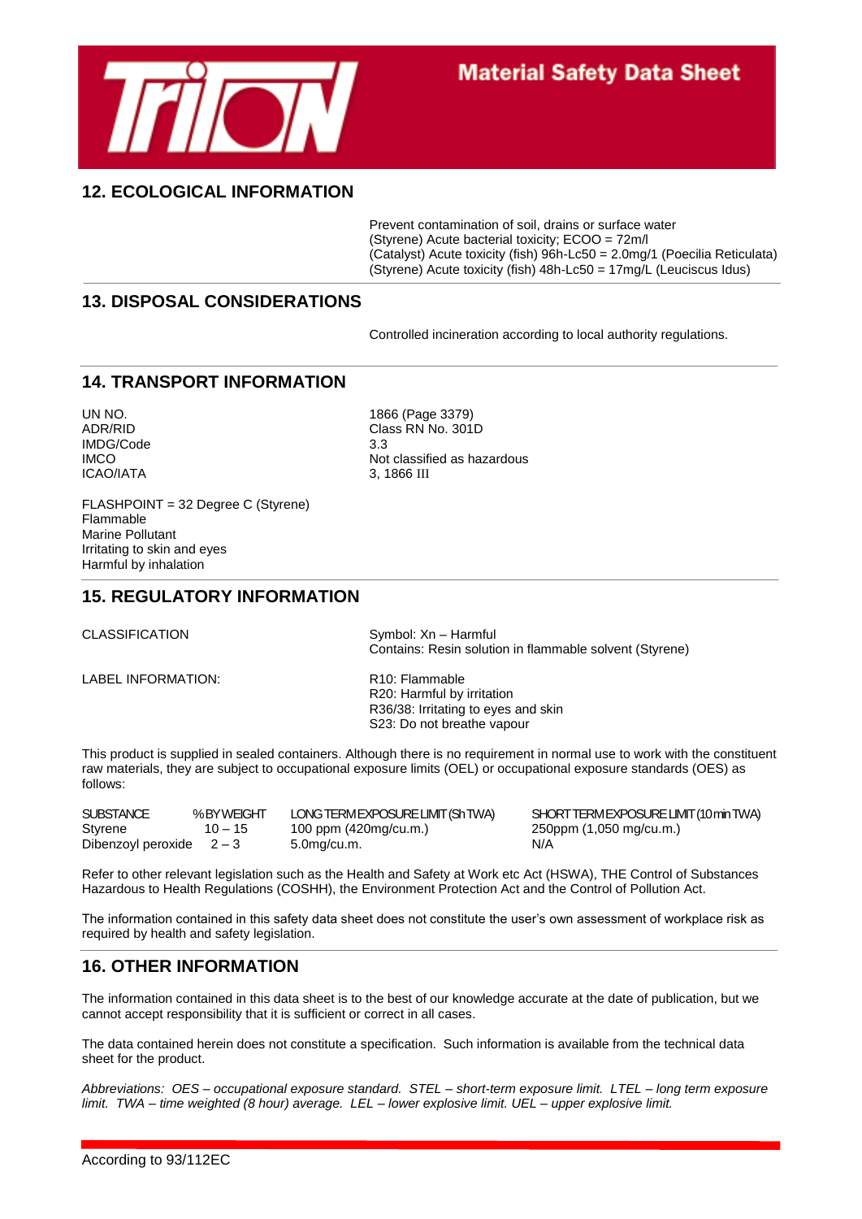## 12. ECOLOGICAL INFORMATION

Prevent contamination of soil, drains or surface water
(Styrene) Acute bacterial toxicity; ECOO = 72m/l
(Catalyst) Acute toxicity (fish) 96h-Lc50 = 2.0mg/1 (Poecilia Reticulata)
(Styrene) Acute toxicity (fish) 48h-Lc50 = 17mg/L (Leuciscus Idus)

## 13. DISPOSAL CONSIDERATIONS

Controlled incineration according to local authority regulations.

## 14. TRANSPORT INFORMATION

| | |
|---|---|
| UN NO. | 1866 (Page 3379) |
| ADR/RID | Class RN No. 301D |
| IMDG/Code | 3.3 |
| IMCO | Not classified as hazardous |
| ICAO/IATA | 3, 1866 III |

FLASHPOINT = 32 Degree C (Styrene)
Flammable
Marine Pollutant
Irritating to skin and eyes
Harmful by inhalation

## 15. REGULATORY INFORMATION

| | |
|---|---|
| CLASSIFICATION | Symbol: Xn – Harmful<br>Contains: Resin solution in flammable solvent (Styrene) |
| LABEL INFORMATION: | R10: Flammable<br>R20: Harmful by irritation<br>R36/38: Irritating to eyes and skin<br>S23: Do not breathe vapour |

This product is supplied in sealed containers. Although there is no requirement in normal use to work with the constituent raw materials, they are subject to occupational exposure limits (OEL) or occupational exposure standards (OES) as follows:

| SUBSTANCE | % BY WEIGHT | LONG TERM EXPOSURE LIMIT (Sh TWA) | SHORT TERM EXPOSURE LIMIT (10 min TWA) |
|---|---|---|---|
| Styrene | 10 – 15 | 100 ppm (420mg/cu.m.) | 250ppm (1,050 mg/cu.m.) |
| Dibenzoyl peroxide | 2 – 3 | 5.0mg/cu.m. | N/A |

Refer to other relevant legislation such as the Health and Safety at Work etc Act (HSWA), THE Control of Substances Hazardous to Health Regulations (COSHH), the Environment Protection Act and the Control of Pollution Act.

The information contained in this safety data sheet does not constitute the user's own assessment of workplace risk as required by health and safety legislation.

## 16. OTHER INFORMATION

The information contained in this data sheet is to the best of our knowledge accurate at the date of publication, but we cannot accept responsibility that it is sufficient or correct in all cases.

The data contained herein does not constitute a specification. Such information is available from the technical data sheet for the product.

*Abbreviations: OES – occupational exposure standard. STEL – short-term exposure limit. LTEL – long term exposure limit. TWA – time weighted (8 hour) average. LEL – lower explosive limit. UEL – upper explosive limit.*

According to 93/112EC